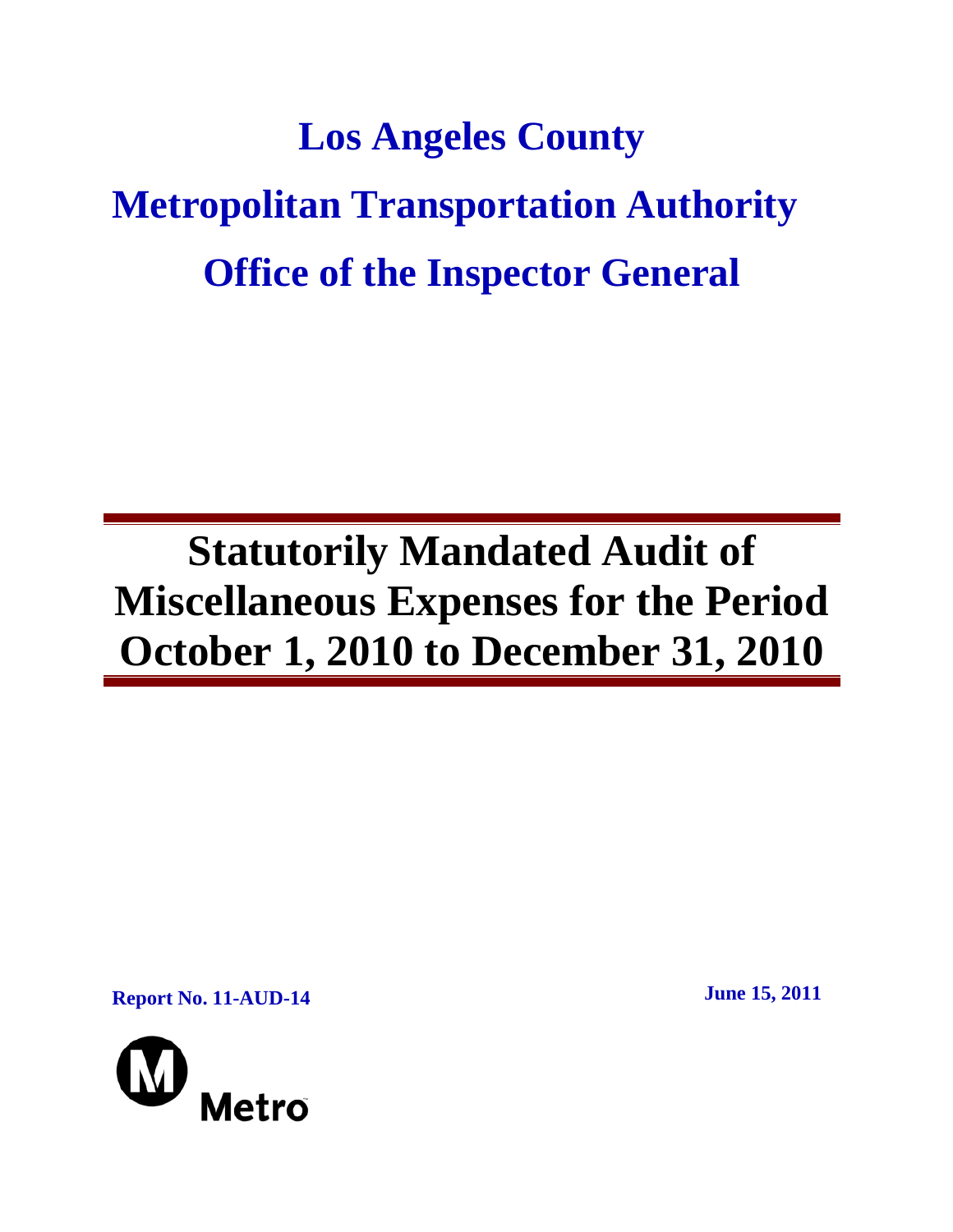# Los Angeles County

# Metropolitan Transportation Authority

# Office of the Inspector General

---

# Statutorily Mandated Audit of Miscellaneous Expenses for the Period October 1, 2010 to December 31, 2010

---

**Report No. 11-AUD-14**

**June 15, 2011**

Metro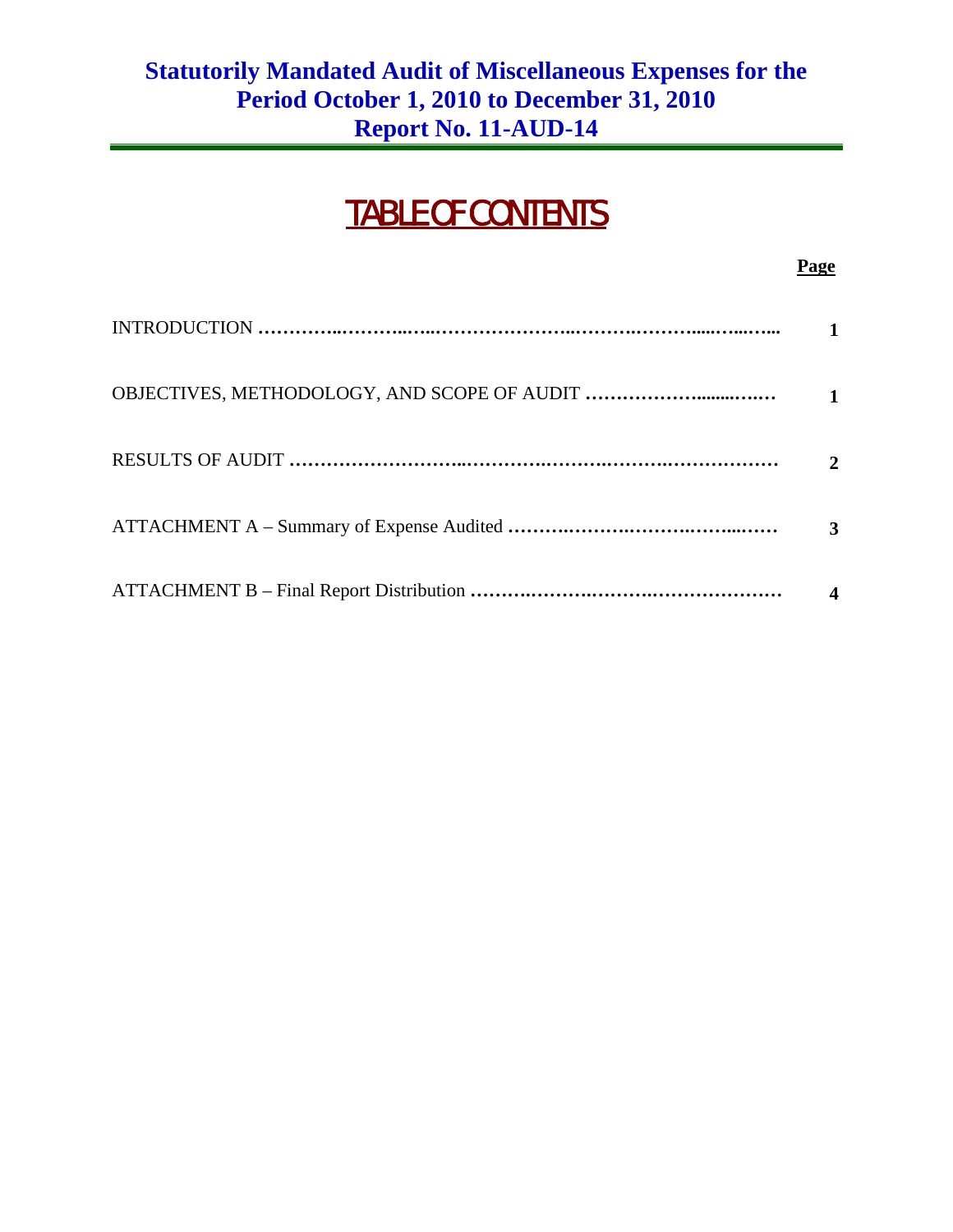# Statutorily Mandated Audit of Miscellaneous Expenses for the Period October 1, 2010 to December 31, 2010
# Report No. 11-AUD-14

## TABLE OF CONTENTS

| | **Page** |
|---|---|
| INTRODUCTION | 1 |
| OBJECTIVES, METHODOLOGY, AND SCOPE OF AUDIT | 1 |
| RESULTS OF AUDIT | 2 |
| ATTACHMENT A – Summary of Expense Audited | 3 |
| ATTACHMENT B – Final Report Distribution | 4 |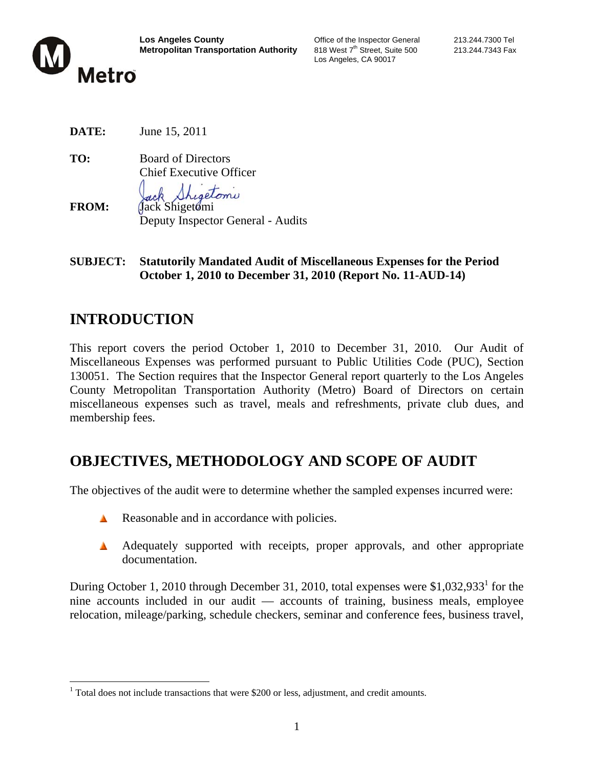**Los Angeles County**
**Metropolitan Transportation Authority**

Office of the Inspector General
818 West 7th Street, Suite 500
Los Angeles, CA 90017

213.244.7300 Tel
213.244.7343 Fax

**DATE:** June 15, 2011

**TO:** Board of Directors
Chief Executive Officer

**FROM:** Jack Shigetomi
Deputy Inspector General - Audits

**SUBJECT: Statutorily Mandated Audit of Miscellaneous Expenses for the Period October 1, 2010 to December 31, 2010 (Report No. 11-AUD-14)**

# INTRODUCTION

This report covers the period October 1, 2010 to December 31, 2010. Our Audit of Miscellaneous Expenses was performed pursuant to Public Utilities Code (PUC), Section 130051. The Section requires that the Inspector General report quarterly to the Los Angeles County Metropolitan Transportation Authority (Metro) Board of Directors on certain miscellaneous expenses such as travel, meals and refreshments, private club dues, and membership fees.

# OBJECTIVES, METHODOLOGY AND SCOPE OF AUDIT

The objectives of the audit were to determine whether the sampled expenses incurred were:

- Reasonable and in accordance with policies.
- Adequately supported with receipts, proper approvals, and other appropriate documentation.

During October 1, 2010 through December 31, 2010, total expenses were $1,032,933[1] for the nine accounts included in our audit — accounts of training, business meals, employee relocation, mileage/parking, schedule checkers, seminar and conference fees, business travel,

[1] Total does not include transactions that were $200 or less, adjustment, and credit amounts.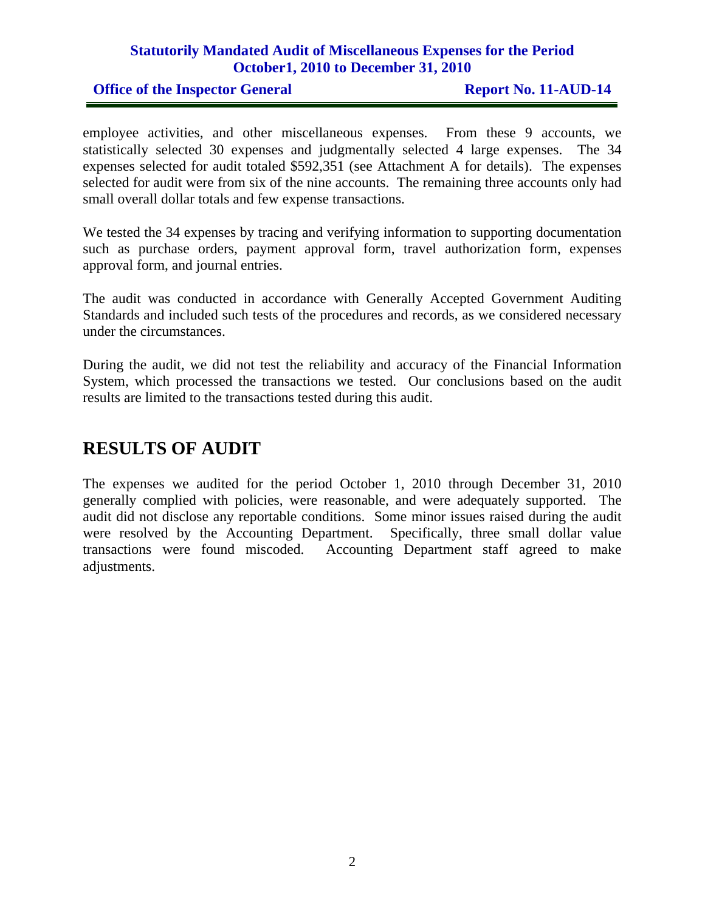employee activities, and other miscellaneous expenses. From these 9 accounts, we statistically selected 30 expenses and judgmentally selected 4 large expenses. The 34 expenses selected for audit totaled $592,351 (see Attachment A for details). The expenses selected for audit were from six of the nine accounts. The remaining three accounts only had small overall dollar totals and few expense transactions.

We tested the 34 expenses by tracing and verifying information to supporting documentation such as purchase orders, payment approval form, travel authorization form, expenses approval form, and journal entries.

The audit was conducted in accordance with Generally Accepted Government Auditing Standards and included such tests of the procedures and records, as we considered necessary under the circumstances.

During the audit, we did not test the reliability and accuracy of the Financial Information System, which processed the transactions we tested. Our conclusions based on the audit results are limited to the transactions tested during this audit.

## RESULTS OF AUDIT

The expenses we audited for the period October 1, 2010 through December 31, 2010 generally complied with policies, were reasonable, and were adequately supported. The audit did not disclose any reportable conditions. Some minor issues raised during the audit were resolved by the Accounting Department. Specifically, three small dollar value transactions were found miscoded. Accounting Department staff agreed to make adjustments.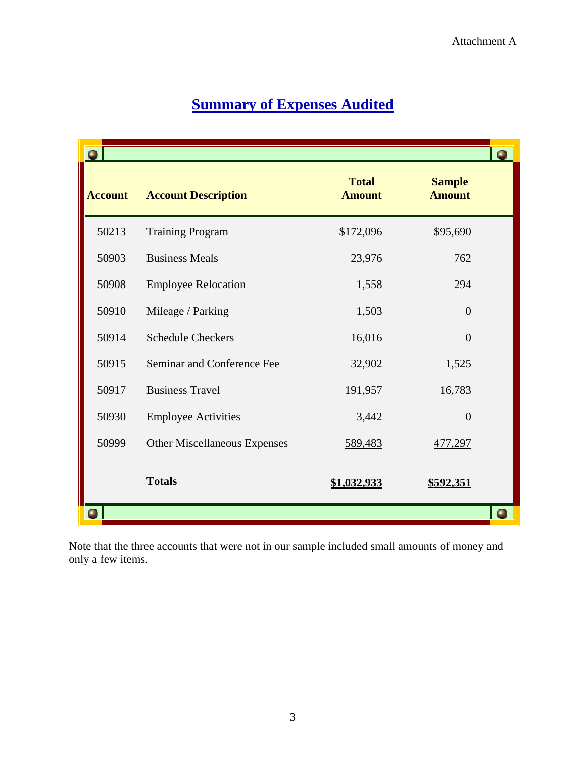Attachment A

# Summary of Expenses Audited

| Account | Account Description | Total Amount | Sample Amount |
|---|---|---|---|
| 50213 | Training Program | $172,096 | $95,690 |
| 50903 | Business Meals | 23,976 | 762 |
| 50908 | Employee Relocation | 1,558 | 294 |
| 50910 | Mileage / Parking | 1,503 | 0 |
| 50914 | Schedule Checkers | 16,016 | 0 |
| 50915 | Seminar and Conference Fee | 32,902 | 1,525 |
| 50917 | Business Travel | 191,957 | 16,783 |
| 50930 | Employee Activities | 3,442 | 0 |
| 50999 | Other Miscellaneous Expenses | 589,483 | 477,297 |
| | **Totals** | **$1,032,933** | **$592,351** |

Note that the three accounts that were not in our sample included small amounts of money and only a few items.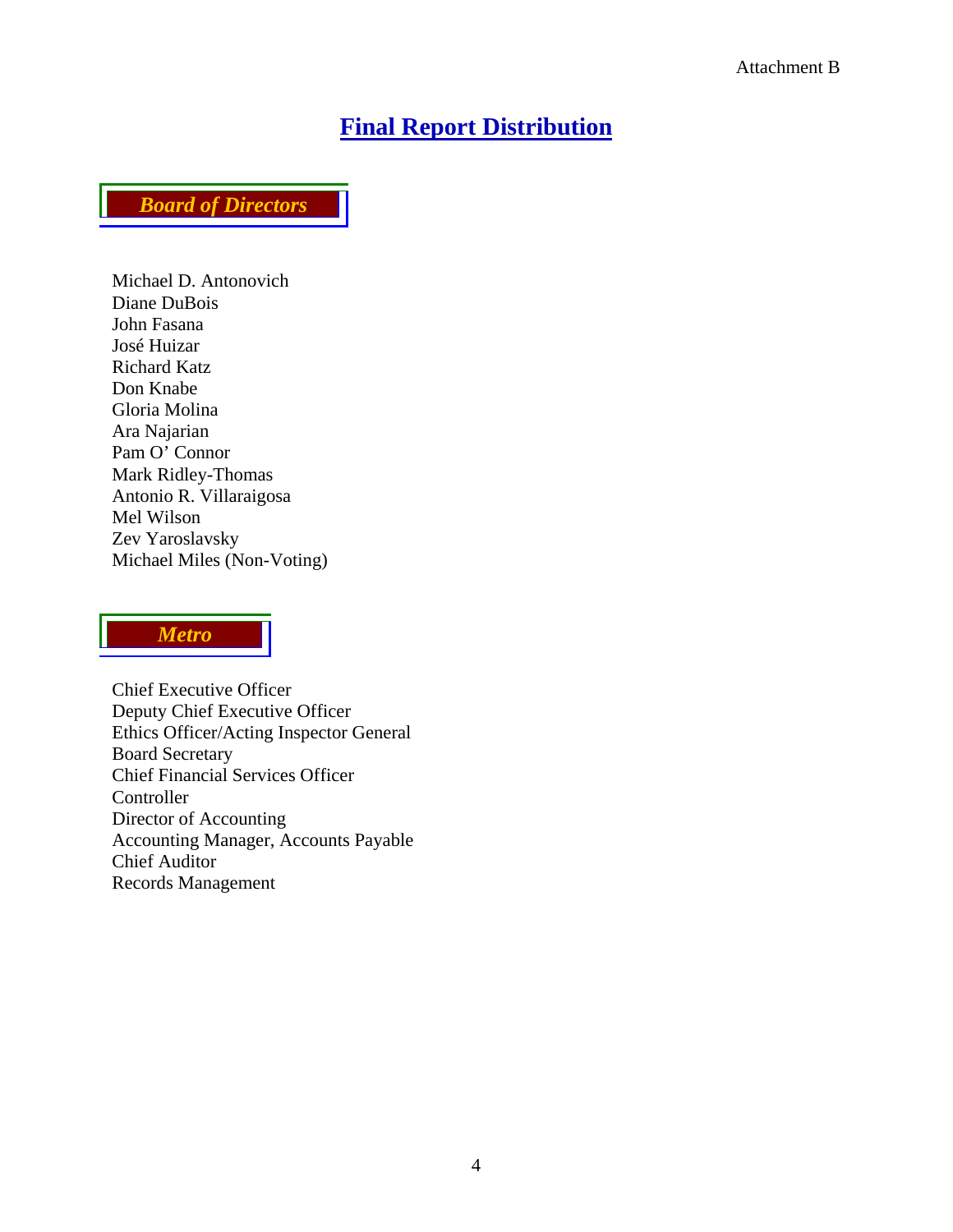Attachment B

# Final Report Distribution

## *Board of Directors*

Michael D. Antonovich
Diane DuBois
John Fasana
José Huizar
Richard Katz
Don Knabe
Gloria Molina
Ara Najarian
Pam O' Connor
Mark Ridley-Thomas
Antonio R. Villaraigosa
Mel Wilson
Zev Yaroslavsky
Michael Miles (Non-Voting)

## *Metro*

Chief Executive Officer
Deputy Chief Executive Officer
Ethics Officer/Acting Inspector General
Board Secretary
Chief Financial Services Officer
Controller
Director of Accounting
Accounting Manager, Accounts Payable
Chief Auditor
Records Management